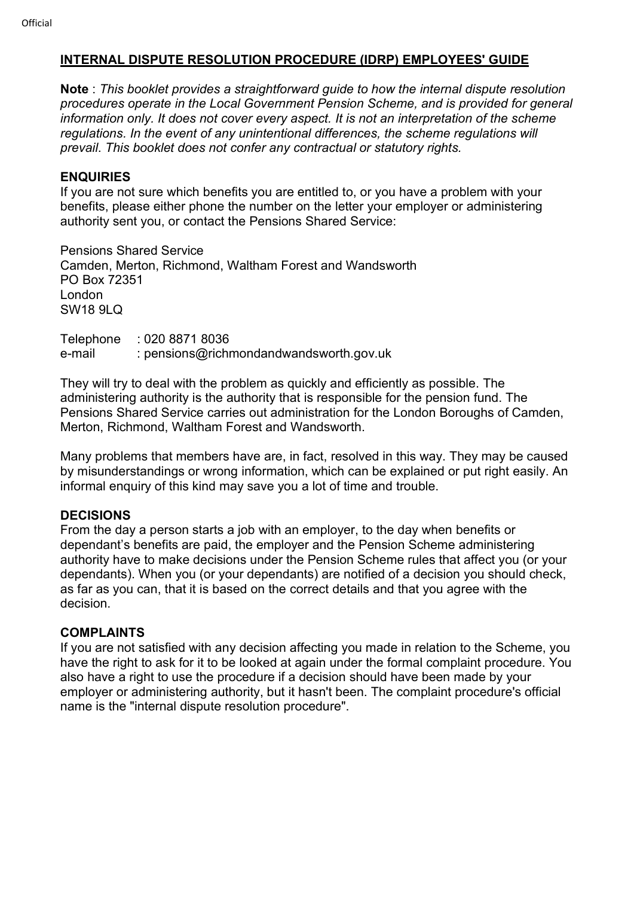## INTERNAL DISPUTE RESOLUTION PROCEDURE (IDRP) EMPLOYEES' GUIDE

**Note** : *This booklet provides a straightforward guide to how the internal dispute resolution procedures operate in the Local Government Pension Scheme, and is provided for general information only. It does not cover every aspect. It is not an interpretation of the scheme regulations. In the event of any unintentional differences, the scheme regulations will prevail. This booklet does not confer any contractual or statutory rights.*

### ENQUIRIES

If you are not sure which benefits you are entitled to, or you have a problem with your benefits, please either phone the number on the letter your employer or administering authority sent you, or contact the Pensions Shared Service:

Pensions Shared Service
Camden, Merton, Richmond, Waltham Forest and Wandsworth
PO Box 72351
London
SW18 9LQ

Telephone : 020 8871 8036
e-mail : pensions@richmondandwandsworth.gov.uk

They will try to deal with the problem as quickly and efficiently as possible. The administering authority is the authority that is responsible for the pension fund. The Pensions Shared Service carries out administration for the London Boroughs of Camden, Merton, Richmond, Waltham Forest and Wandsworth.

Many problems that members have are, in fact, resolved in this way. They may be caused by misunderstandings or wrong information, which can be explained or put right easily. An informal enquiry of this kind may save you a lot of time and trouble.

### DECISIONS

From the day a person starts a job with an employer, to the day when benefits or dependant's benefits are paid, the employer and the Pension Scheme administering authority have to make decisions under the Pension Scheme rules that affect you (or your dependants). When you (or your dependants) are notified of a decision you should check, as far as you can, that it is based on the correct details and that you agree with the decision.

### COMPLAINTS

If you are not satisfied with any decision affecting you made in relation to the Scheme, you have the right to ask for it to be looked at again under the formal complaint procedure. You also have a right to use the procedure if a decision should have been made by your employer or administering authority, but it hasn't been. The complaint procedure's official name is the "internal dispute resolution procedure".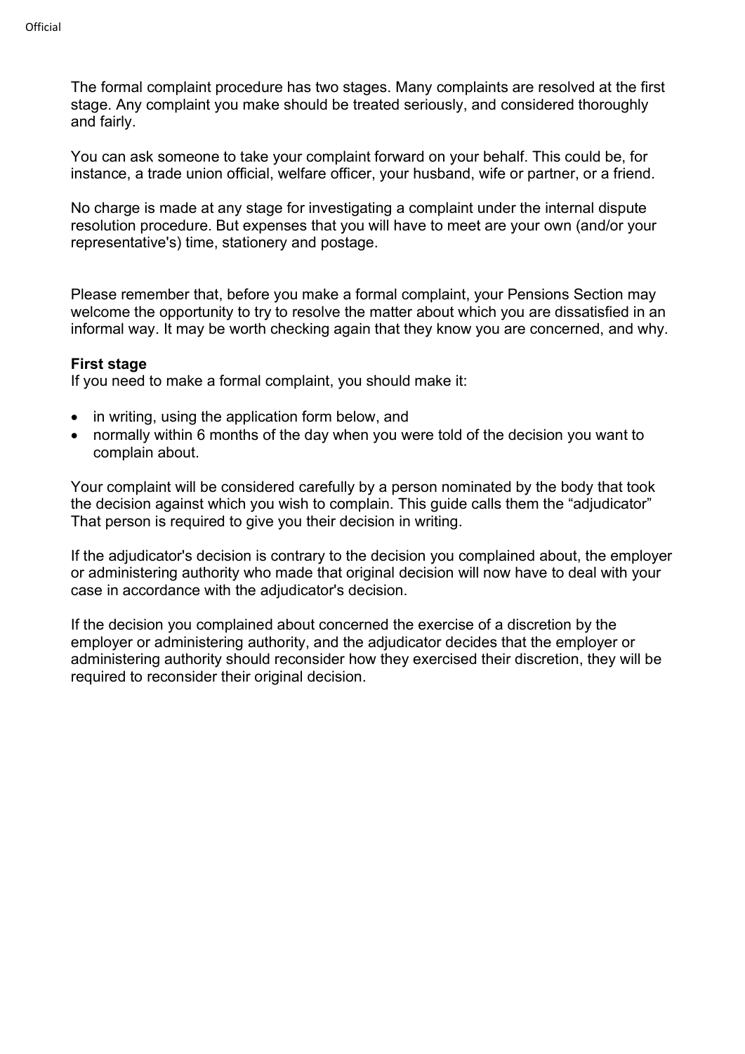The formal complaint procedure has two stages. Many complaints are resolved at the first stage. Any complaint you make should be treated seriously, and considered thoroughly and fairly.

You can ask someone to take your complaint forward on your behalf. This could be, for instance, a trade union official, welfare officer, your husband, wife or partner, or a friend.

No charge is made at any stage for investigating a complaint under the internal dispute resolution procedure. But expenses that you will have to meet are your own (and/or your representative's) time, stationery and postage.

Please remember that, before you make a formal complaint, your Pensions Section may welcome the opportunity to try to resolve the matter about which you are dissatisfied in an informal way. It may be worth checking again that they know you are concerned, and why.

**First stage**

If you need to make a formal complaint, you should make it:

- in writing, using the application form below, and
- normally within 6 months of the day when you were told of the decision you want to complain about.

Your complaint will be considered carefully by a person nominated by the body that took the decision against which you wish to complain. This guide calls them the “adjudicator” That person is required to give you their decision in writing.

If the adjudicator's decision is contrary to the decision you complained about, the employer or administering authority who made that original decision will now have to deal with your case in accordance with the adjudicator's decision.

If the decision you complained about concerned the exercise of a discretion by the employer or administering authority, and the adjudicator decides that the employer or administering authority should reconsider how they exercised their discretion, they will be required to reconsider their original decision.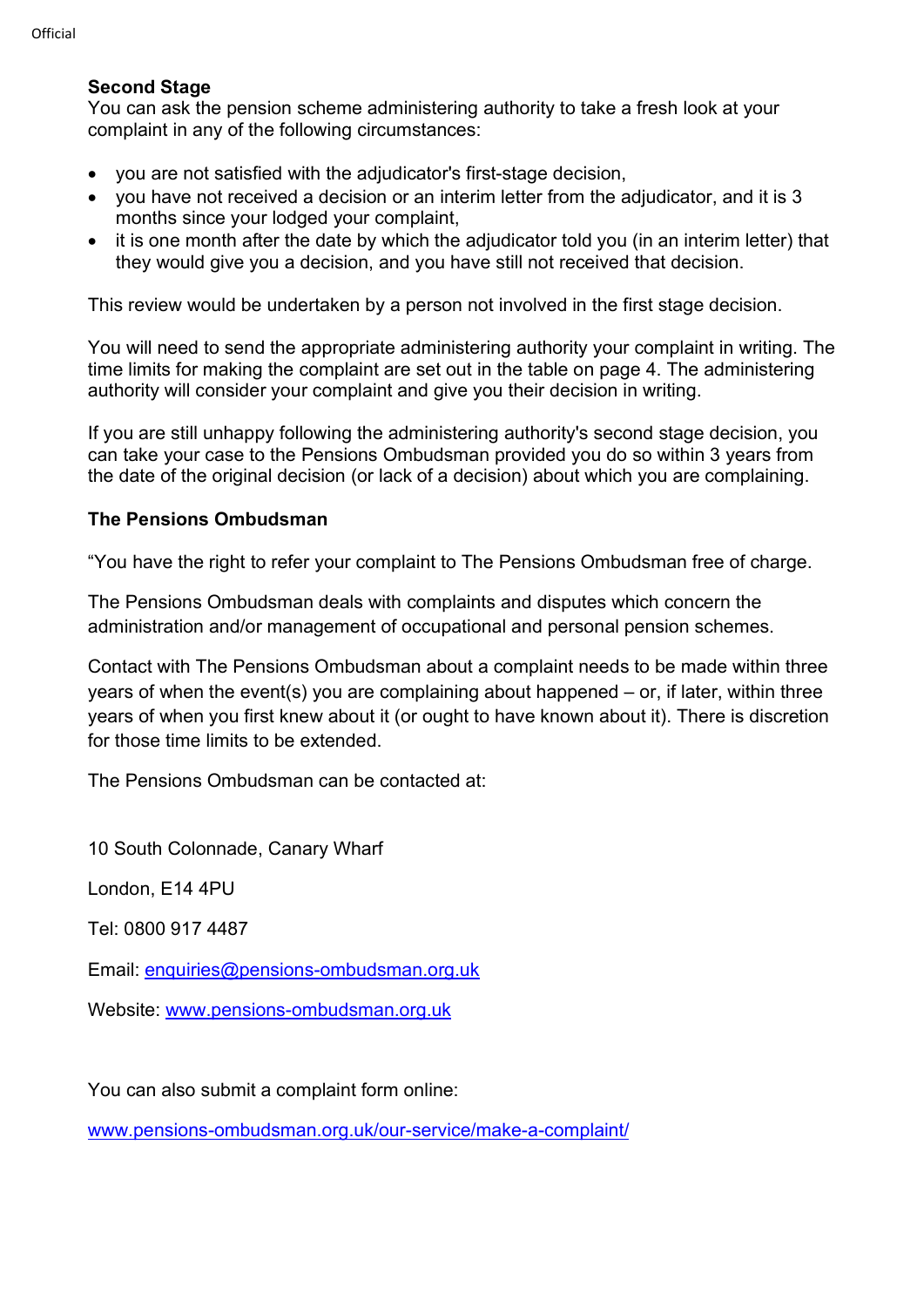**Second Stage**
You can ask the pension scheme administering authority to take a fresh look at your complaint in any of the following circumstances:

- you are not satisfied with the adjudicator's first-stage decision,
- you have not received a decision or an interim letter from the adjudicator, and it is 3 months since your lodged your complaint,
- it is one month after the date by which the adjudicator told you (in an interim letter) that they would give you a decision, and you have still not received that decision.

This review would be undertaken by a person not involved in the first stage decision.

You will need to send the appropriate administering authority your complaint in writing. The time limits for making the complaint are set out in the table on page 4. The administering authority will consider your complaint and give you their decision in writing.

If you are still unhappy following the administering authority's second stage decision, you can take your case to the Pensions Ombudsman provided you do so within 3 years from the date of the original decision (or lack of a decision) about which you are complaining.

**The Pensions Ombudsman**

"You have the right to refer your complaint to The Pensions Ombudsman free of charge.

The Pensions Ombudsman deals with complaints and disputes which concern the administration and/or management of occupational and personal pension schemes.

Contact with The Pensions Ombudsman about a complaint needs to be made within three years of when the event(s) you are complaining about happened – or, if later, within three years of when you first knew about it (or ought to have known about it). There is discretion for those time limits to be extended.

The Pensions Ombudsman can be contacted at:

10 South Colonnade, Canary Wharf

London, E14 4PU

Tel: 0800 917 4487

Email: enquiries@pensions-ombudsman.org.uk

Website: www.pensions-ombudsman.org.uk

You can also submit a complaint form online:

www.pensions-ombudsman.org.uk/our-service/make-a-complaint/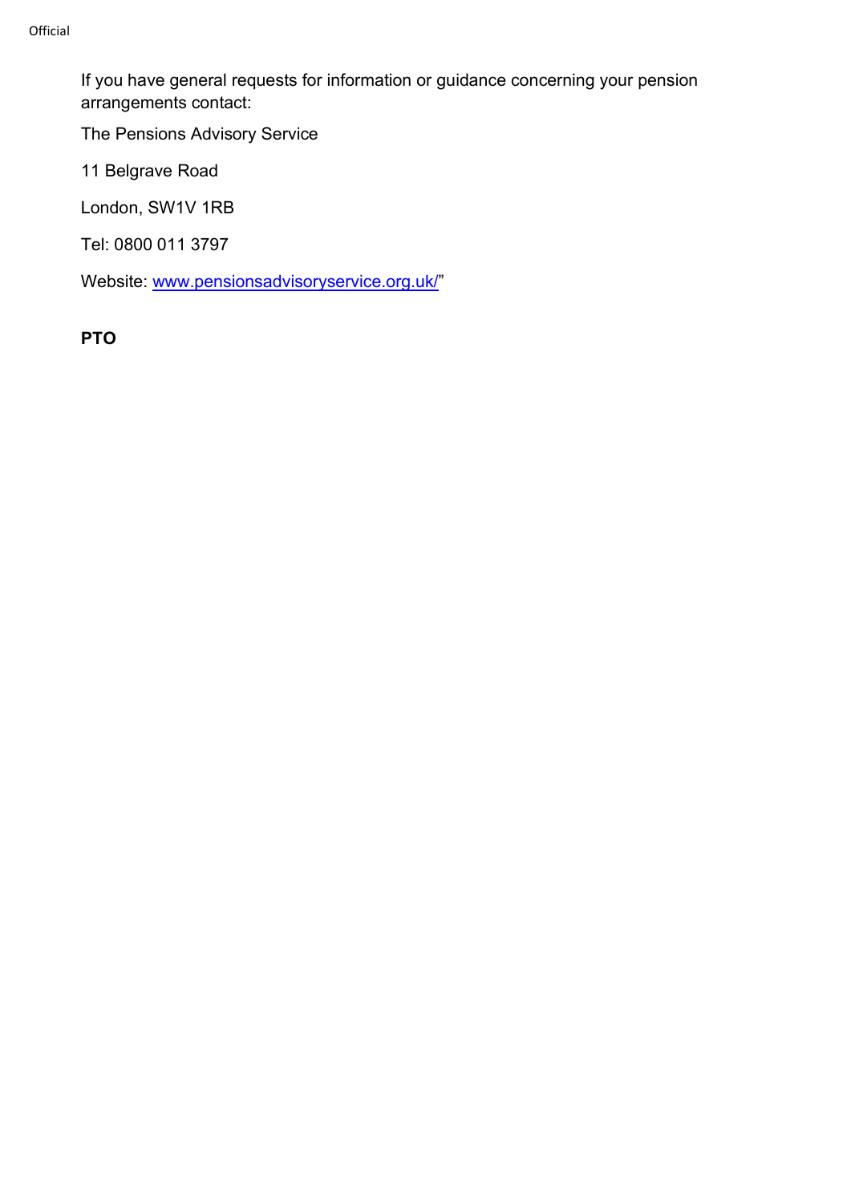If you have general requests for information or guidance concerning your pension arrangements contact:

The Pensions Advisory Service

11 Belgrave Road

London, SW1V 1RB

Tel: 0800 011 3797

Website: www.pensionsadvisoryservice.org.uk/"

**PTO**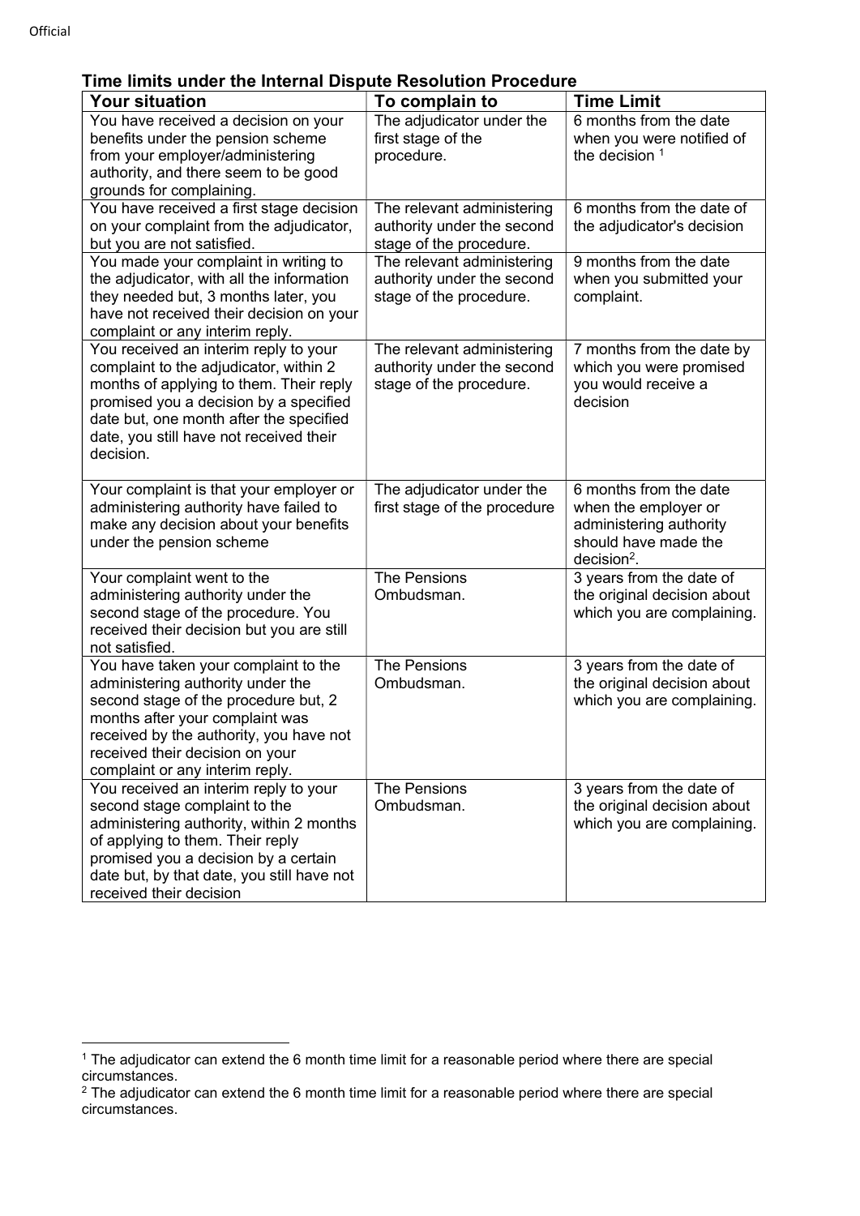### Time limits under the Internal Dispute Resolution Procedure

| Your situation | To complain to | Time Limit |
|---|---|---|
| You have received a decision on your benefits under the pension scheme from your employer/administering authority, and there seem to be good grounds for complaining. | The adjudicator under the first stage of the procedure. | 6 months from the date when you were notified of the decision [1] |
| You have received a first stage decision on your complaint from the adjudicator, but you are not satisfied. | The relevant administering authority under the second stage of the procedure. | 6 months from the date of the adjudicator's decision |
| You made your complaint in writing to the adjudicator, with all the information they needed but, 3 months later, you have not received their decision on your complaint or any interim reply. | The relevant administering authority under the second stage of the procedure. | 9 months from the date when you submitted your complaint. |
| You received an interim reply to your complaint to the adjudicator, within 2 months of applying to them. Their reply promised you a decision by a specified date but, one month after the specified date, you still have not received their decision. | The relevant administering authority under the second stage of the procedure. | 7 months from the date by which you were promised you would receive a decision |
| Your complaint is that your employer or administering authority have failed to make any decision about your benefits under the pension scheme | The adjudicator under the first stage of the procedure | 6 months from the date when the employer or administering authority should have made the decision[2]. |
| Your complaint went to the administering authority under the second stage of the procedure. You received their decision but you are still not satisfied. | The Pensions Ombudsman. | 3 years from the date of the original decision about which you are complaining. |
| You have taken your complaint to the administering authority under the second stage of the procedure but, 2 months after your complaint was received by the authority, you have not received their decision on your complaint or any interim reply. | The Pensions Ombudsman. | 3 years from the date of the original decision about which you are complaining. |
| You received an interim reply to your second stage complaint to the administering authority, within 2 months of applying to them. Their reply promised you a decision by a certain date but, by that date, you still have not received their decision | The Pensions Ombudsman. | 3 years from the date of the original decision about which you are complaining. |

[1] The adjudicator can extend the 6 month time limit for a reasonable period where there are special circumstances.

[2] The adjudicator can extend the 6 month time limit for a reasonable period where there are special circumstances.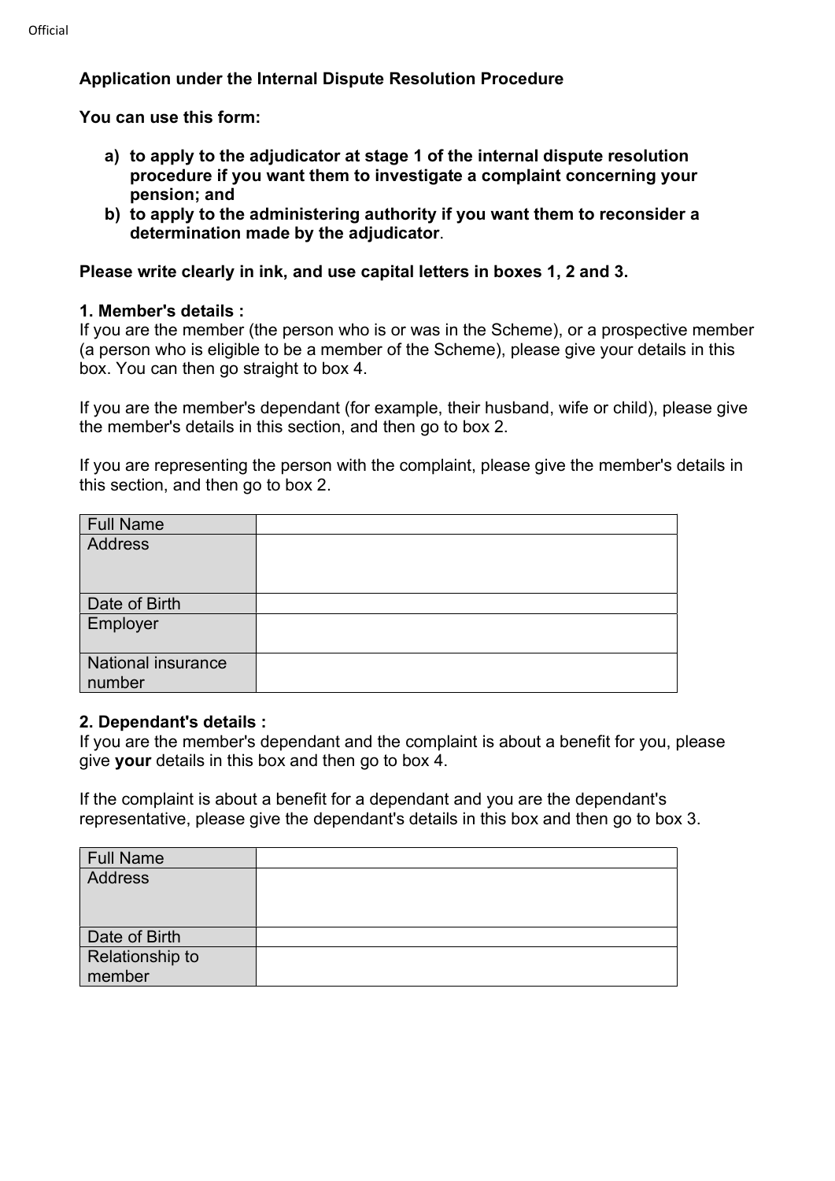**Application under the Internal Dispute Resolution Procedure**

**You can use this form:**

a) **to apply to the adjudicator at stage 1 of the internal dispute resolution procedure if you want them to investigate a complaint concerning your pension; and**
b) **to apply to the administering authority if you want them to reconsider a determination made by the adjudicator**.

**Please write clearly in ink, and use capital letters in boxes 1, 2 and 3.**

**1. Member's details :**

If you are the member (the person who is or was in the Scheme), or a prospective member (a person who is eligible to be a member of the Scheme), please give your details in this box. You can then go straight to box 4.

If you are the member's dependant (for example, their husband, wife or child), please give the member's details in this section, and then go to box 2.

If you are representing the person with the complaint, please give the member's details in this section, and then go to box 2.

| Full Name | |
|---|---|
| Address | |
| Date of Birth | |
| Employer | |
| National insurance number | |

**2. Dependant's details :**

If you are the member's dependant and the complaint is about a benefit for you, please give **your** details in this box and then go to box 4.

If the complaint is about a benefit for a dependant and you are the dependant's representative, please give the dependant's details in this box and then go to box 3.

| Full Name | |
|---|---|
| Address | |
| Date of Birth | |
| Relationship to member | |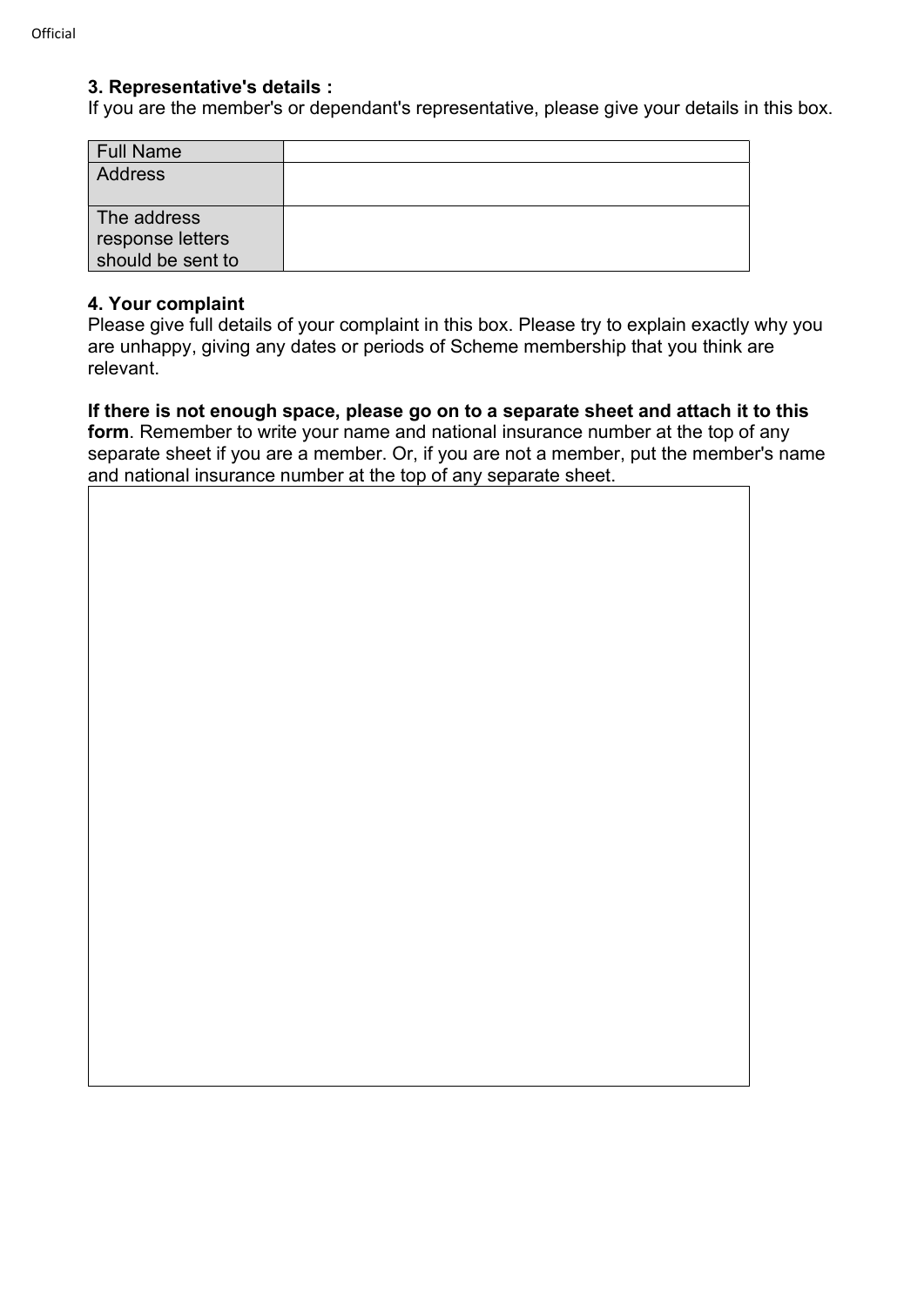### 3. Representative's details :

If you are the member's or dependant's representative, please give your details in this box.

| Full Name | |
|---|---|
| Address | |
| The address response letters should be sent to | |

### 4. Your complaint

Please give full details of your complaint in this box. Please try to explain exactly why you are unhappy, giving any dates or periods of Scheme membership that you think are relevant.

**If there is not enough space, please go on to a separate sheet and attach it to this form**. Remember to write your name and national insurance number at the top of any separate sheet if you are a member. Or, if you are not a member, put the member's name and national insurance number at the top of any separate sheet.

| |
|---|
| |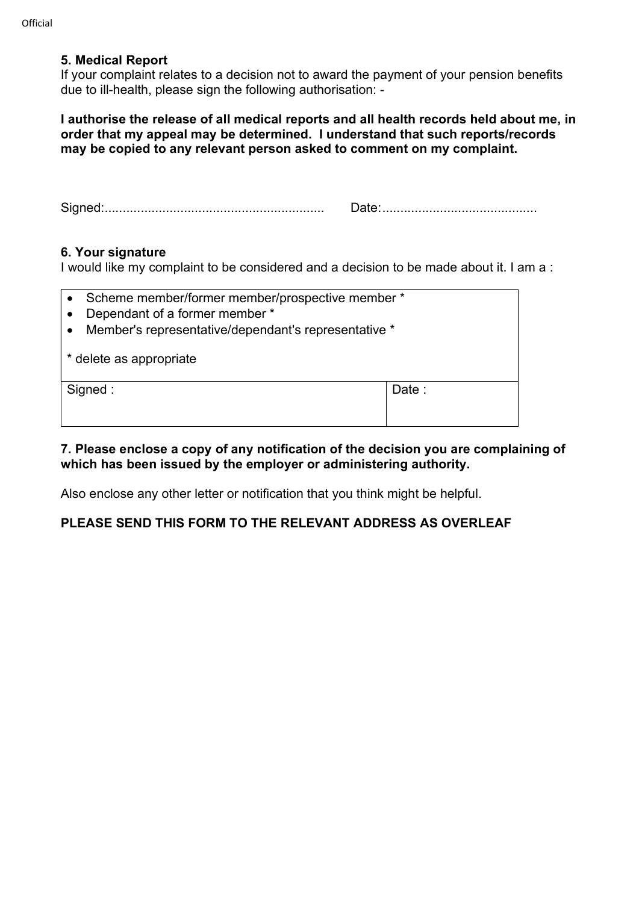### 5. Medical Report

If your complaint relates to a decision not to award the payment of your pension benefits due to ill-health, please sign the following authorisation: -

**I authorise the release of all medical reports and all health records held about me, in order that my appeal may be determined. I understand that such reports/records may be copied to any relevant person asked to comment on my complaint.**

Signed:............................................................ Date:..........................................

### 6. Your signature

I would like my complaint to be considered and a decision to be made about it. I am a :

| | |
|---|---|
| • Scheme member/former member/prospective member *<br>• Dependant of a former member *<br>• Member's representative/dependant's representative *<br><br>* delete as appropriate | |
| Signed : | Date : |

### 7. Please enclose a copy of any notification of the decision you are complaining of which has been issued by the employer or administering authority.

Also enclose any other letter or notification that you think might be helpful.

**PLEASE SEND THIS FORM TO THE RELEVANT ADDRESS AS OVERLEAF**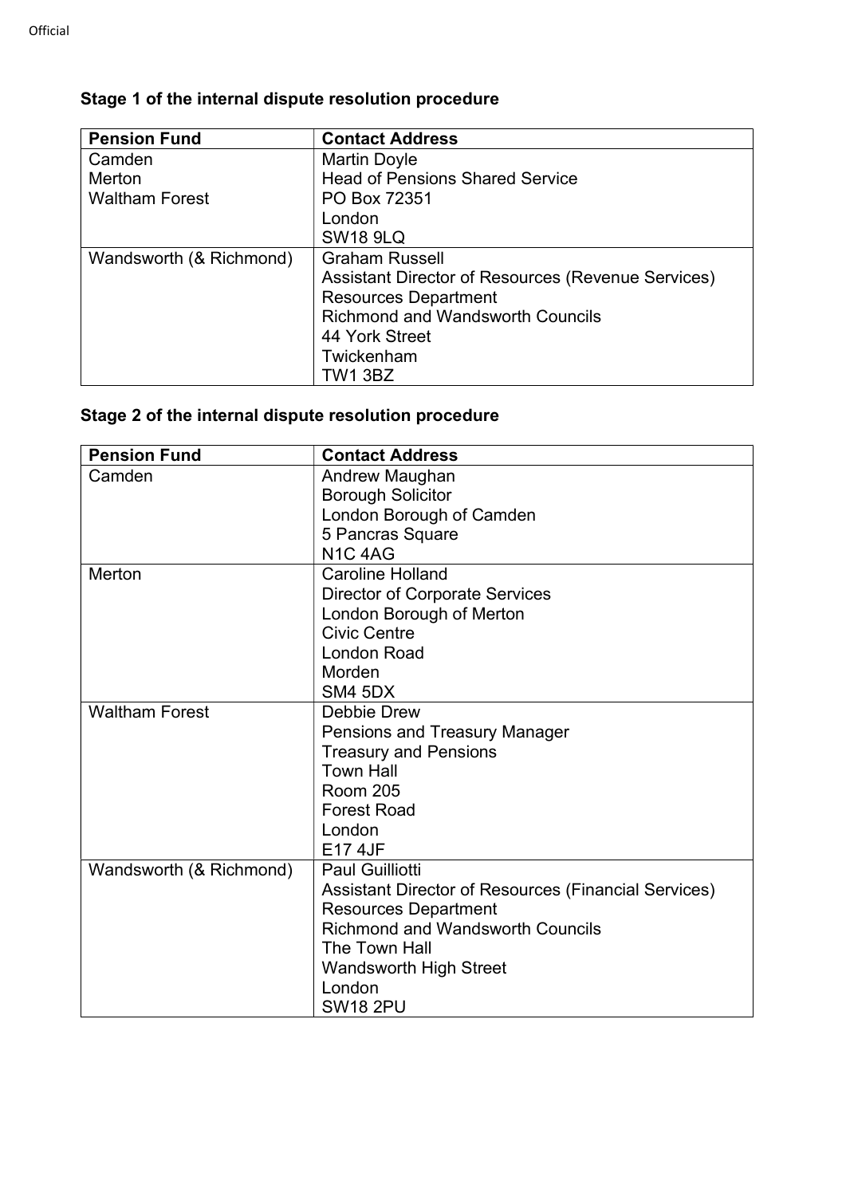## Stage 1 of the internal dispute resolution procedure

| Pension Fund | Contact Address |
|---|---|
| Camden<br>Merton<br>Waltham Forest | Martin Doyle<br>Head of Pensions Shared Service<br>PO Box 72351<br>London<br>SW18 9LQ |
| Wandsworth (& Richmond) | Graham Russell<br>Assistant Director of Resources (Revenue Services)<br>Resources Department<br>Richmond and Wandsworth Councils<br>44 York Street<br>Twickenham<br>TW1 3BZ |

## Stage 2 of the internal dispute resolution procedure

| Pension Fund | Contact Address |
|---|---|
| Camden | Andrew Maughan<br>Borough Solicitor<br>London Borough of Camden<br>5 Pancras Square<br>N1C 4AG |
| Merton | Caroline Holland<br>Director of Corporate Services<br>London Borough of Merton<br>Civic Centre<br>London Road<br>Morden<br>SM4 5DX |
| Waltham Forest | Debbie Drew<br>Pensions and Treasury Manager<br>Treasury and Pensions<br>Town Hall<br>Room 205<br>Forest Road<br>London<br>E17 4JF |
| Wandsworth (& Richmond) | Paul Guilliotti<br>Assistant Director of Resources (Financial Services)<br>Resources Department<br>Richmond and Wandsworth Councils<br>The Town Hall<br>Wandsworth High Street<br>London<br>SW18 2PU |